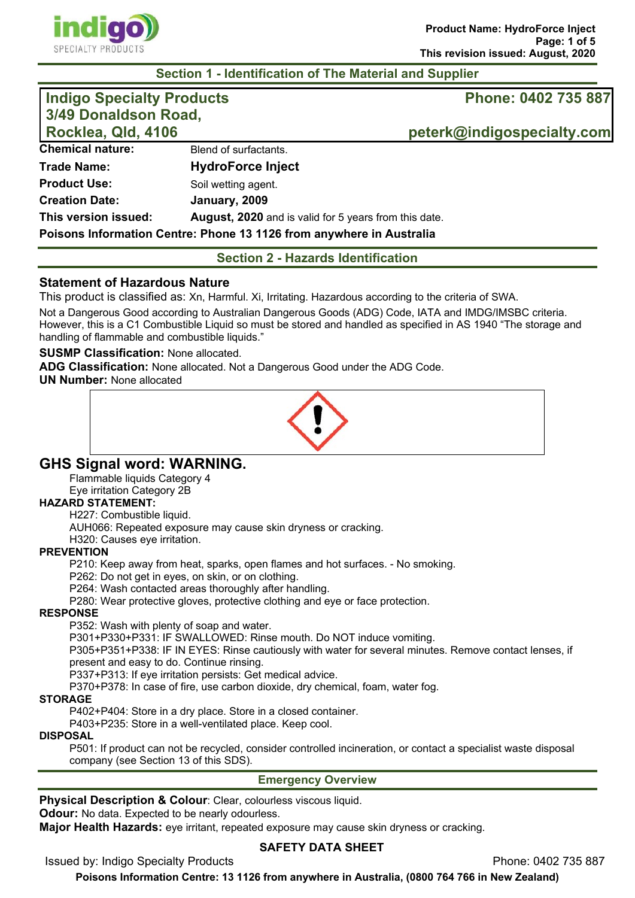## Section 1 - Identification of The Material and Supplier

**Indigo Specialty Products**
**3/49 Donaldson Road,**
**Rocklea, Qld, 4106**

**Phone: 0402 735 887**
**peterk@indigospecialty.com**

| | |
|---|---|
| **Chemical nature:** | Blend of surfactants. |
| **Trade Name:** | **HydroForce Inject** |
| **Product Use:** | Soil wetting agent. |
| **Creation Date:** | **January, 2009** |
| **This version issued:** | **August, 2020** and is valid for 5 years from this date. |

**Poisons Information Centre: Phone 13 1126 from anywhere in Australia**

## Section 2 - Hazards Identification

### Statement of Hazardous Nature

This product is classified as: Xn, Harmful. Xi, Irritating. Hazardous according to the criteria of SWA.

Not a Dangerous Good according to Australian Dangerous Goods (ADG) Code, IATA and IMDG/IMSBC criteria. However, this is a C1 Combustible Liquid so must be stored and handled as specified in AS 1940 "The storage and handling of flammable and combustible liquids."

**SUSMP Classification:** None allocated.
**ADG Classification:** None allocated. Not a Dangerous Good under the ADG Code.
**UN Number:** None allocated

## GHS Signal word: WARNING.

Flammable liquids Category 4
Eye irritation Category 2B

**HAZARD STATEMENT:**

H227: Combustible liquid.
AUH066: Repeated exposure may cause skin dryness or cracking.
H320: Causes eye irritation.

**PREVENTION**

P210: Keep away from heat, sparks, open flames and hot surfaces. - No smoking.
P262: Do not get in eyes, on skin, or on clothing.
P264: Wash contacted areas thoroughly after handling.
P280: Wear protective gloves, protective clothing and eye or face protection.

**RESPONSE**

P352: Wash with plenty of soap and water.
P301+P330+P331: IF SWALLOWED: Rinse mouth. Do NOT induce vomiting.
P305+P351+P338: IF IN EYES: Rinse cautiously with water for several minutes. Remove contact lenses, if present and easy to do. Continue rinsing.
P337+P313: If eye irritation persists: Get medical advice.
P370+P378: In case of fire, use carbon dioxide, dry chemical, foam, water fog.

**STORAGE**

P402+P404: Store in a dry place. Store in a closed container.
P403+P235: Store in a well-ventilated place. Keep cool.

**DISPOSAL**

P501: If product can not be recycled, consider controlled incineration, or contact a specialist waste disposal company (see Section 13 of this SDS).

### Emergency Overview

**Physical Description & Colour**: Clear, colourless viscous liquid.
**Odour:** No data. Expected to be nearly odourless.
**Major Health Hazards:** eye irritant, repeated exposure may cause skin dryness or cracking.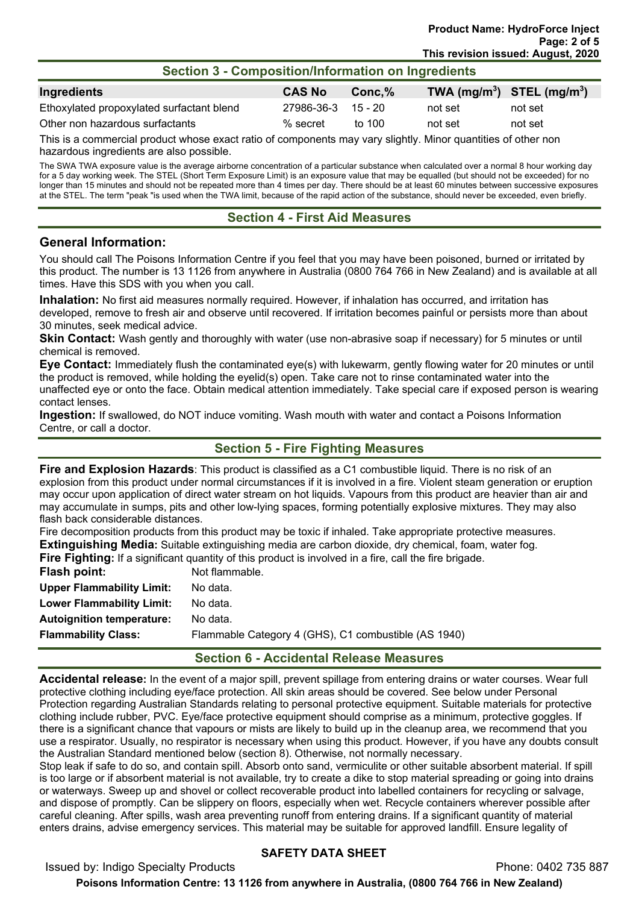## Section 3 - Composition/Information on Ingredients

| Ingredients | CAS No | Conc,% | TWA (mg/m$^3$) | STEL (mg/m$^3$) |
|---|---|---|---|---|
| Ethoxylated propoxylated surfactant blend | 27986-36-3 | 15 - 20 | not set | not set |
| Other non hazardous surfactants | % secret | to 100 | not set | not set |

This is a commercial product whose exact ratio of components may vary slightly. Minor quantities of other non hazardous ingredients are also possible.

The SWA TWA exposure value is the average airborne concentration of a particular substance when calculated over a normal 8 hour working day for a 5 day working week. The STEL (Short Term Exposure Limit) is an exposure value that may be equalled (but should not be exceeded) for no longer than 15 minutes and should not be repeated more than 4 times per day. There should be at least 60 minutes between successive exposures at the STEL. The term "peak "is used when the TWA limit, because of the rapid action of the substance, should never be exceeded, even briefly.

## Section 4 - First Aid Measures

### General Information:

You should call The Poisons Information Centre if you feel that you may have been poisoned, burned or irritated by this product. The number is 13 1126 from anywhere in Australia (0800 764 766 in New Zealand) and is available at all times. Have this SDS with you when you call.

**Inhalation:** No first aid measures normally required. However, if inhalation has occurred, and irritation has developed, remove to fresh air and observe until recovered. If irritation becomes painful or persists more than about 30 minutes, seek medical advice.

**Skin Contact:** Wash gently and thoroughly with water (use non-abrasive soap if necessary) for 5 minutes or until chemical is removed.

**Eye Contact:** Immediately flush the contaminated eye(s) with lukewarm, gently flowing water for 20 minutes or until the product is removed, while holding the eyelid(s) open. Take care not to rinse contaminated water into the unaffected eye or onto the face. Obtain medical attention immediately. Take special care if exposed person is wearing contact lenses.

**Ingestion:** If swallowed, do NOT induce vomiting. Wash mouth with water and contact a Poisons Information Centre, or call a doctor.

## Section 5 - Fire Fighting Measures

**Fire and Explosion Hazards**: This product is classified as a C1 combustible liquid. There is no risk of an explosion from this product under normal circumstances if it is involved in a fire. Violent steam generation or eruption may occur upon application of direct water stream on hot liquids. Vapours from this product are heavier than air and may accumulate in sumps, pits and other low-lying spaces, forming potentially explosive mixtures. They may also flash back considerable distances.

Fire decomposition products from this product may be toxic if inhaled. Take appropriate protective measures.

**Extinguishing Media:** Suitable extinguishing media are carbon dioxide, dry chemical, foam, water fog.

**Fire Fighting:** If a significant quantity of this product is involved in a fire, call the fire brigade.

| | |
|---|---|
| **Flash point:** | Not flammable. |
| **Upper Flammability Limit:** | No data. |
| **Lower Flammability Limit:** | No data. |
| **Autoignition temperature:** | No data. |
| **Flammability Class:** | Flammable Category 4 (GHS), C1 combustible (AS 1940) |

## Section 6 - Accidental Release Measures

**Accidental release:** In the event of a major spill, prevent spillage from entering drains or water courses. Wear full protective clothing including eye/face protection. All skin areas should be covered. See below under Personal Protection regarding Australian Standards relating to personal protective equipment. Suitable materials for protective clothing include rubber, PVC. Eye/face protective equipment should comprise as a minimum, protective goggles. If there is a significant chance that vapours or mists are likely to build up in the cleanup area, we recommend that you use a respirator. Usually, no respirator is necessary when using this product. However, if you have any doubts consult the Australian Standard mentioned below (section 8). Otherwise, not normally necessary.

Stop leak if safe to do so, and contain spill. Absorb onto sand, vermiculite or other suitable absorbent material. If spill is too large or if absorbent material is not available, try to create a dike to stop material spreading or going into drains or waterways. Sweep up and shovel or collect recoverable product into labelled containers for recycling or salvage, and dispose of promptly. Can be slippery on floors, especially when wet. Recycle containers wherever possible after careful cleaning. After spills, wash area preventing runoff from entering drains. If a significant quantity of material enters drains, advise emergency services. This material may be suitable for approved landfill. Ensure legality of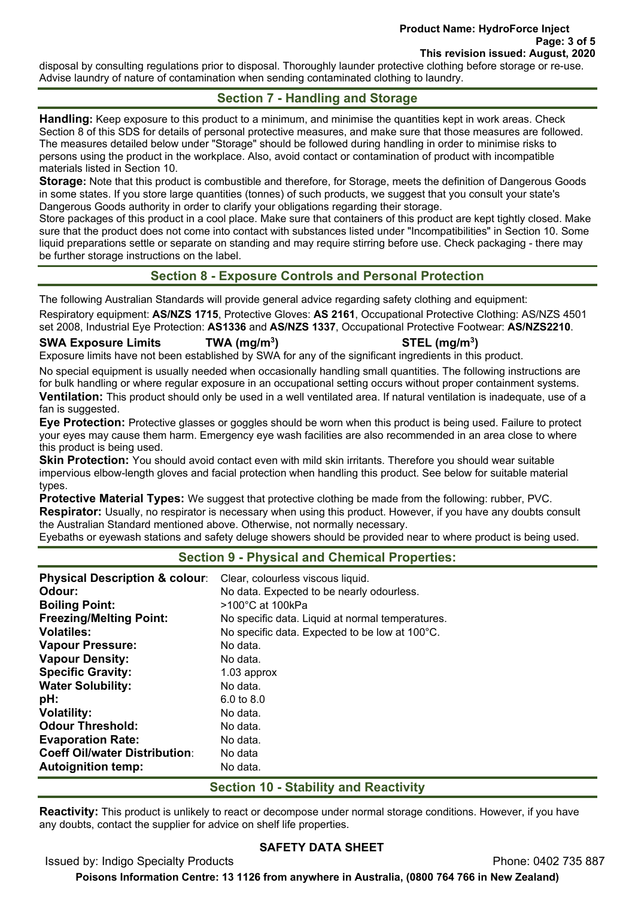disposal by consulting regulations prior to disposal. Thoroughly launder protective clothing before storage or re-use. Advise laundry of nature of contamination when sending contaminated clothing to laundry.

## Section 7 - Handling and Storage

**Handling:** Keep exposure to this product to a minimum, and minimise the quantities kept in work areas. Check Section 8 of this SDS for details of personal protective measures, and make sure that those measures are followed. The measures detailed below under "Storage" should be followed during handling in order to minimise risks to persons using the product in the workplace. Also, avoid contact or contamination of product with incompatible materials listed in Section 10.

**Storage:** Note that this product is combustible and therefore, for Storage, meets the definition of Dangerous Goods in some states. If you store large quantities (tonnes) of such products, we suggest that you consult your state's Dangerous Goods authority in order to clarify your obligations regarding their storage.

Store packages of this product in a cool place. Make sure that containers of this product are kept tightly closed. Make sure that the product does not come into contact with substances listed under "Incompatibilities" in Section 10. Some liquid preparations settle or separate on standing and may require stirring before use. Check packaging - there may be further storage instructions on the label.

## Section 8 - Exposure Controls and Personal Protection

The following Australian Standards will provide general advice regarding safety clothing and equipment:

Respiratory equipment: **AS/NZS 1715**, Protective Gloves: **AS 2161**, Occupational Protective Clothing: AS/NZS 4501 set 2008, Industrial Eye Protection: **AS1336** and **AS/NZS 1337**, Occupational Protective Footwear: **AS/NZS2210**.

| **SWA Exposure Limits** | **TWA (mg/m$^3$)** | **STEL (mg/m$^3$)** |
|---|---|---|

Exposure limits have not been established by SWA for any of the significant ingredients in this product.

No special equipment is usually needed when occasionally handling small quantities. The following instructions are for bulk handling or where regular exposure in an occupational setting occurs without proper containment systems.

**Ventilation:** This product should only be used in a well ventilated area. If natural ventilation is inadequate, use of a fan is suggested.

**Eye Protection:** Protective glasses or goggles should be worn when this product is being used. Failure to protect your eyes may cause them harm. Emergency eye wash facilities are also recommended in an area close to where this product is being used.

**Skin Protection:** You should avoid contact even with mild skin irritants. Therefore you should wear suitable impervious elbow-length gloves and facial protection when handling this product. See below for suitable material types.

**Protective Material Types:** We suggest that protective clothing be made from the following: rubber, PVC.

**Respirator:** Usually, no respirator is necessary when using this product. However, if you have any doubts consult the Australian Standard mentioned above. Otherwise, not normally necessary.

Eyebaths or eyewash stations and safety deluge showers should be provided near to where product is being used.

## Section 9 - Physical and Chemical Properties:

| | |
|---|---|
| **Physical Description & colour**: | Clear, colourless viscous liquid. |
| **Odour:** | No data. Expected to be nearly odourless. |
| **Boiling Point:** | >100°C at 100kPa |
| **Freezing/Melting Point:** | No specific data. Liquid at normal temperatures. |
| **Volatiles:** | No specific data. Expected to be low at 100°C. |
| **Vapour Pressure:** | No data. |
| **Vapour Density:** | No data. |
| **Specific Gravity:** | 1.03 approx |
| **Water Solubility:** | No data. |
| **pH:** | 6.0 to 8.0 |
| **Volatility:** | No data. |
| **Odour Threshold:** | No data. |
| **Evaporation Rate:** | No data. |
| **Coeff Oil/water Distribution**: | No data |
| **Autoignition temp:** | No data. |

## Section 10 - Stability and Reactivity

**Reactivity:** This product is unlikely to react or decompose under normal storage conditions. However, if you have any doubts, contact the supplier for advice on shelf life properties.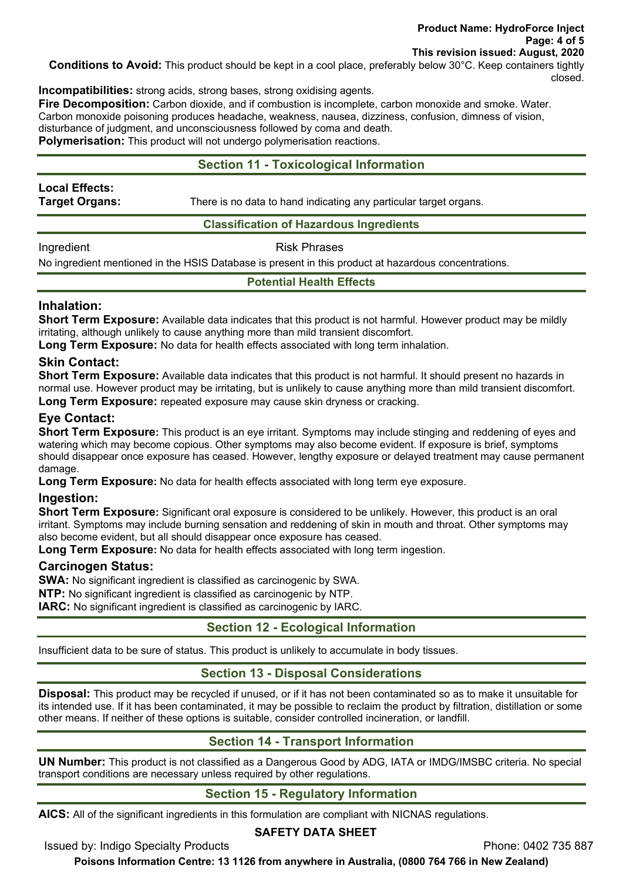**Conditions to Avoid:** This product should be kept in a cool place, preferably below 30°C. Keep containers tightly closed.

**Incompatibilities:** strong acids, strong bases, strong oxidising agents.

**Fire Decomposition:** Carbon dioxide, and if combustion is incomplete, carbon monoxide and smoke. Water. Carbon monoxide poisoning produces headache, weakness, nausea, dizziness, confusion, dimness of vision, disturbance of judgment, and unconsciousness followed by coma and death.

**Polymerisation:** This product will not undergo polymerisation reactions.

## Section 11 - Toxicological Information

**Local Effects:**

**Target Organs:** There is no data to hand indicating any particular target organs.

### Classification of Hazardous Ingredients

| Ingredient | Risk Phrases |
|---|---|

No ingredient mentioned in the HSIS Database is present in this product at hazardous concentrations.

### Potential Health Effects

#### Inhalation:

**Short Term Exposure:** Available data indicates that this product is not harmful. However product may be mildly irritating, although unlikely to cause anything more than mild transient discomfort.

**Long Term Exposure:** No data for health effects associated with long term inhalation.

#### Skin Contact:

**Short Term Exposure:** Available data indicates that this product is not harmful. It should present no hazards in normal use. However product may be irritating, but is unlikely to cause anything more than mild transient discomfort.

**Long Term Exposure:** repeated exposure may cause skin dryness or cracking.

#### Eye Contact:

**Short Term Exposure:** This product is an eye irritant. Symptoms may include stinging and reddening of eyes and watering which may become copious. Other symptoms may also become evident. If exposure is brief, symptoms should disappear once exposure has ceased. However, lengthy exposure or delayed treatment may cause permanent damage.

**Long Term Exposure:** No data for health effects associated with long term eye exposure.

#### Ingestion:

**Short Term Exposure:** Significant oral exposure is considered to be unlikely. However, this product is an oral irritant. Symptoms may include burning sensation and reddening of skin in mouth and throat. Other symptoms may also become evident, but all should disappear once exposure has ceased.

**Long Term Exposure:** No data for health effects associated with long term ingestion.

#### Carcinogen Status:

**SWA:** No significant ingredient is classified as carcinogenic by SWA.

**NTP:** No significant ingredient is classified as carcinogenic by NTP.

**IARC:** No significant ingredient is classified as carcinogenic by IARC.

## Section 12 - Ecological Information

Insufficient data to be sure of status. This product is unlikely to accumulate in body tissues.

## Section 13 - Disposal Considerations

**Disposal:** This product may be recycled if unused, or if it has not been contaminated so as to make it unsuitable for its intended use. If it has been contaminated, it may be possible to reclaim the product by filtration, distillation or some other means. If neither of these options is suitable, consider controlled incineration, or landfill.

## Section 14 - Transport Information

**UN Number:** This product is not classified as a Dangerous Good by ADG, IATA or IMDG/IMSBC criteria. No special transport conditions are necessary unless required by other regulations.

## Section 15 - Regulatory Information

**AICS:** All of the significant ingredients in this formulation are compliant with NICNAS regulations.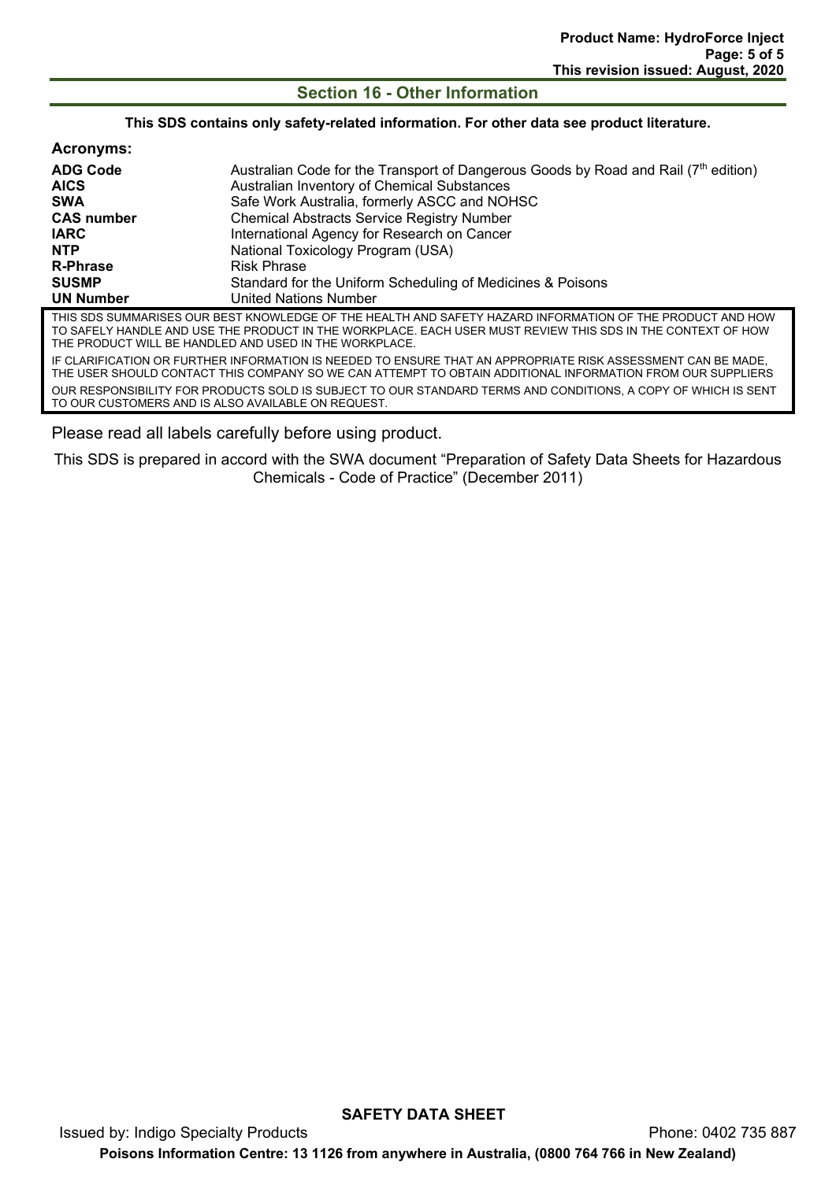## Section 16 - Other Information

**This SDS contains only safety-related information. For other data see product literature.**

**Acronyms:**

| | |
|---|---|
| **ADG Code** | Australian Code for the Transport of Dangerous Goods by Road and Rail ($7^{th}$ edition) |
| **AICS** | Australian Inventory of Chemical Substances |
| **SWA** | Safe Work Australia, formerly ASCC and NOHSC |
| **CAS number** | Chemical Abstracts Service Registry Number |
| **IARC** | International Agency for Research on Cancer |
| **NTP** | National Toxicology Program (USA) |
| **R-Phrase** | Risk Phrase |
| **SUSMP** | Standard for the Uniform Scheduling of Medicines & Poisons |
| **UN Number** | United Nations Number |

THIS SDS SUMMARISES OUR BEST KNOWLEDGE OF THE HEALTH AND SAFETY HAZARD INFORMATION OF THE PRODUCT AND HOW TO SAFELY HANDLE AND USE THE PRODUCT IN THE WORKPLACE. EACH USER MUST REVIEW THIS SDS IN THE CONTEXT OF HOW THE PRODUCT WILL BE HANDLED AND USED IN THE WORKPLACE.

IF CLARIFICATION OR FURTHER INFORMATION IS NEEDED TO ENSURE THAT AN APPROPRIATE RISK ASSESSMENT CAN BE MADE, THE USER SHOULD CONTACT THIS COMPANY SO WE CAN ATTEMPT TO OBTAIN ADDITIONAL INFORMATION FROM OUR SUPPLIERS

OUR RESPONSIBILITY FOR PRODUCTS SOLD IS SUBJECT TO OUR STANDARD TERMS AND CONDITIONS, A COPY OF WHICH IS SENT TO OUR CUSTOMERS AND IS ALSO AVAILABLE ON REQUEST.

Please read all labels carefully before using product.

This SDS is prepared in accord with the SWA document "Preparation of Safety Data Sheets for Hazardous Chemicals - Code of Practice" (December 2011)